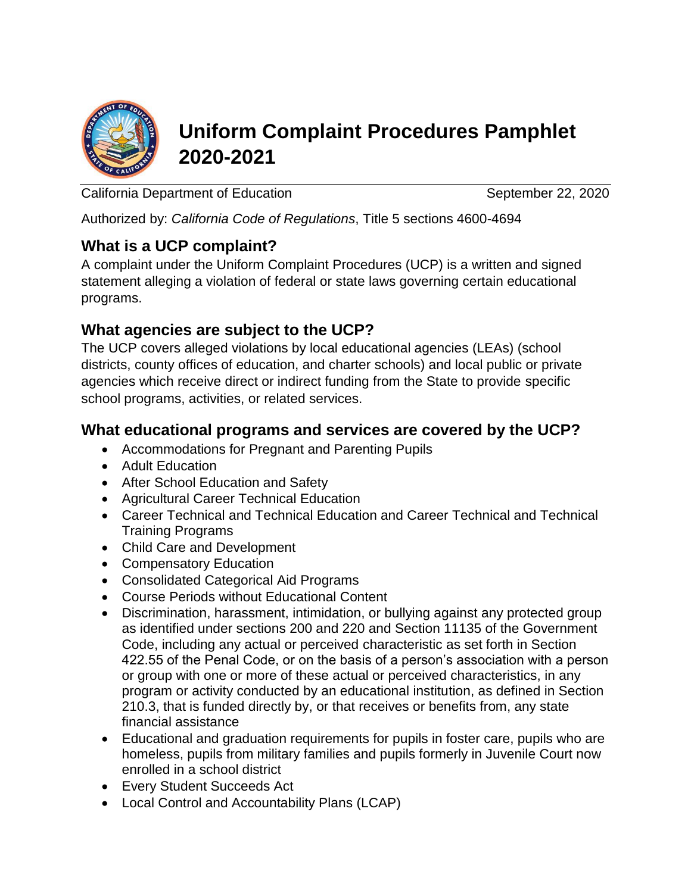# Uniform Complaint Procedures Pamphlet 2020-2021

California Department of Education September 22, 2020

Authorized by: *California Code of Regulations*, Title 5 sections 4600-4694

## What is a UCP complaint?

A complaint under the Uniform Complaint Procedures (UCP) is a written and signed statement alleging a violation of federal or state laws governing certain educational programs.

## What agencies are subject to the UCP?

The UCP covers alleged violations by local educational agencies (LEAs) (school districts, county offices of education, and charter schools) and local public or private agencies which receive direct or indirect funding from the State to provide specific school programs, activities, or related services.

## What educational programs and services are covered by the UCP?

- Accommodations for Pregnant and Parenting Pupils
- Adult Education
- After School Education and Safety
- Agricultural Career Technical Education
- Career Technical and Technical Education and Career Technical and Technical Training Programs
- Child Care and Development
- Compensatory Education
- Consolidated Categorical Aid Programs
- Course Periods without Educational Content
- Discrimination, harassment, intimidation, or bullying against any protected group as identified under sections 200 and 220 and Section 11135 of the Government Code, including any actual or perceived characteristic as set forth in Section 422.55 of the Penal Code, or on the basis of a person's association with a person or group with one or more of these actual or perceived characteristics, in any program or activity conducted by an educational institution, as defined in Section 210.3, that is funded directly by, or that receives or benefits from, any state financial assistance
- Educational and graduation requirements for pupils in foster care, pupils who are homeless, pupils from military families and pupils formerly in Juvenile Court now enrolled in a school district
- Every Student Succeeds Act
- Local Control and Accountability Plans (LCAP)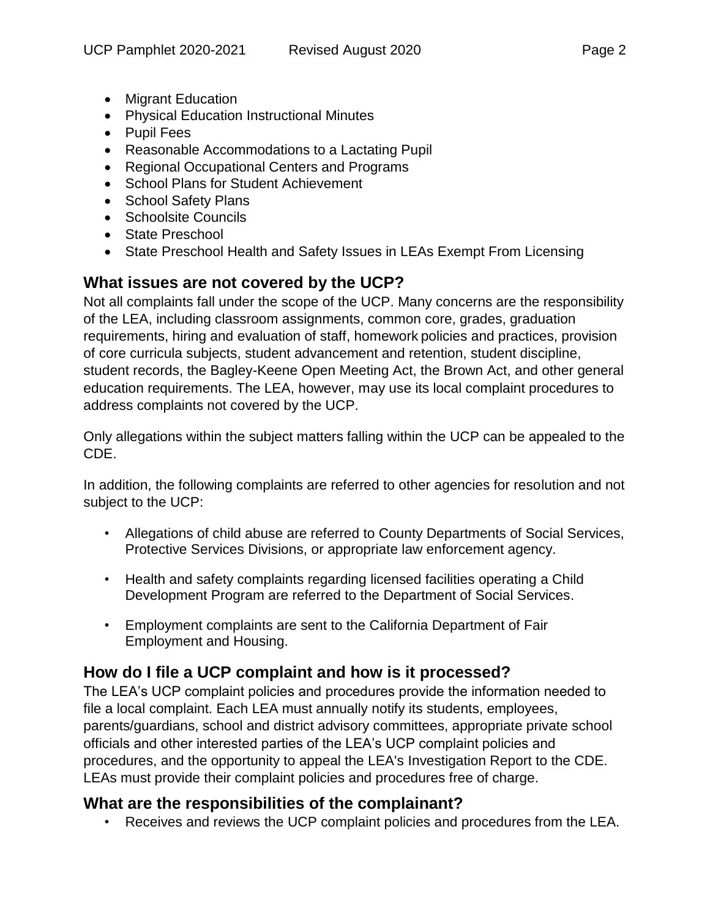- Migrant Education
- Physical Education Instructional Minutes
- Pupil Fees
- Reasonable Accommodations to a Lactating Pupil
- Regional Occupational Centers and Programs
- School Plans for Student Achievement
- School Safety Plans
- Schoolsite Councils
- State Preschool
- State Preschool Health and Safety Issues in LEAs Exempt From Licensing

## What issues are not covered by the UCP?

Not all complaints fall under the scope of the UCP. Many concerns are the responsibility of the LEA, including classroom assignments, common core, grades, graduation requirements, hiring and evaluation of staff, homework policies and practices, provision of core curricula subjects, student advancement and retention, student discipline, student records, the Bagley-Keene Open Meeting Act, the Brown Act, and other general education requirements. The LEA, however, may use its local complaint procedures to address complaints not covered by the UCP.

Only allegations within the subject matters falling within the UCP can be appealed to the CDE.

In addition, the following complaints are referred to other agencies for resolution and not subject to the UCP:

- Allegations of child abuse are referred to County Departments of Social Services, Protective Services Divisions, or appropriate law enforcement agency.
- Health and safety complaints regarding licensed facilities operating a Child Development Program are referred to the Department of Social Services.
- Employment complaints are sent to the California Department of Fair Employment and Housing.

## How do I file a UCP complaint and how is it processed?

The LEA's UCP complaint policies and procedures provide the information needed to file a local complaint. Each LEA must annually notify its students, employees, parents/guardians, school and district advisory committees, appropriate private school officials and other interested parties of the LEA's UCP complaint policies and procedures, and the opportunity to appeal the LEA's Investigation Report to the CDE. LEAs must provide their complaint policies and procedures free of charge.

## What are the responsibilities of the complainant?

- Receives and reviews the UCP complaint policies and procedures from the LEA.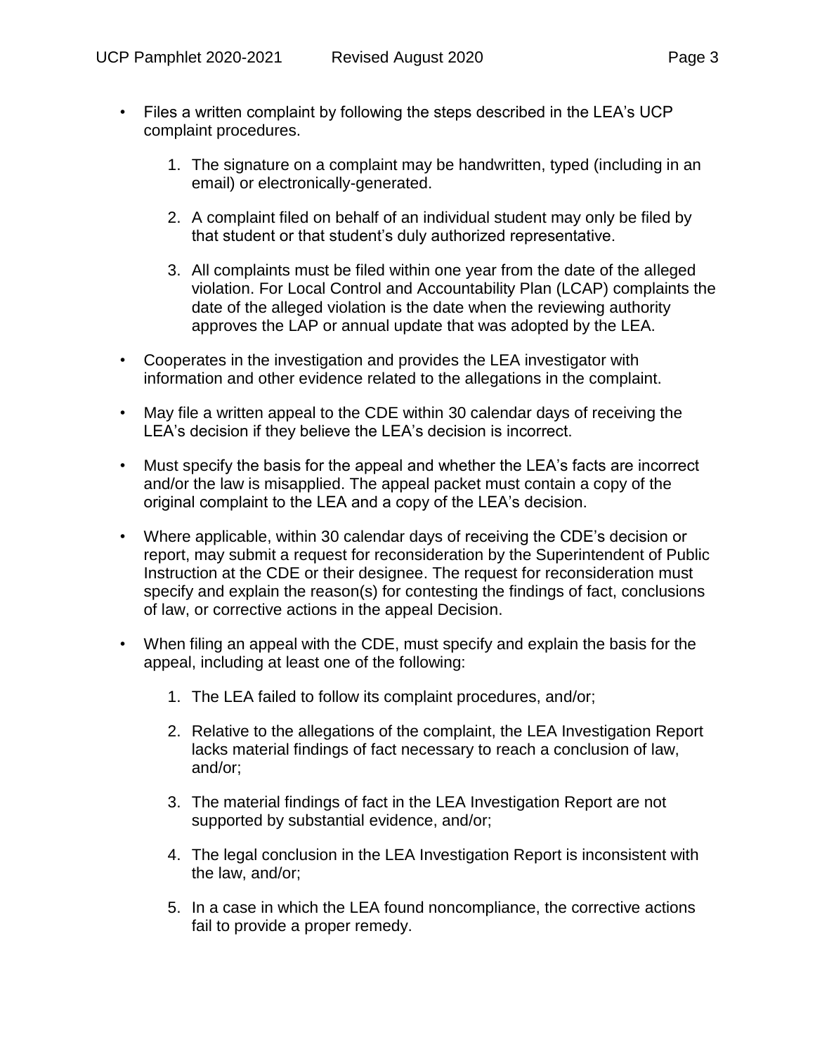- Files a written complaint by following the steps described in the LEA's UCP complaint procedures.

    1. The signature on a complaint may be handwritten, typed (including in an email) or electronically-generated.

    2. A complaint filed on behalf of an individual student may only be filed by that student or that student's duly authorized representative.

    3. All complaints must be filed within one year from the date of the alleged violation. For Local Control and Accountability Plan (LCAP) complaints the date of the alleged violation is the date when the reviewing authority approves the LAP or annual update that was adopted by the LEA.

- Cooperates in the investigation and provides the LEA investigator with information and other evidence related to the allegations in the complaint.

- May file a written appeal to the CDE within 30 calendar days of receiving the LEA's decision if they believe the LEA's decision is incorrect.

- Must specify the basis for the appeal and whether the LEA's facts are incorrect and/or the law is misapplied. The appeal packet must contain a copy of the original complaint to the LEA and a copy of the LEA's decision.

- Where applicable, within 30 calendar days of receiving the CDE's decision or report, may submit a request for reconsideration by the Superintendent of Public Instruction at the CDE or their designee. The request for reconsideration must specify and explain the reason(s) for contesting the findings of fact, conclusions of law, or corrective actions in the appeal Decision.

- When filing an appeal with the CDE, must specify and explain the basis for the appeal, including at least one of the following:

    1. The LEA failed to follow its complaint procedures, and/or;

    2. Relative to the allegations of the complaint, the LEA Investigation Report lacks material findings of fact necessary to reach a conclusion of law, and/or;

    3. The material findings of fact in the LEA Investigation Report are not supported by substantial evidence, and/or;

    4. The legal conclusion in the LEA Investigation Report is inconsistent with the law, and/or;

    5. In a case in which the LEA found noncompliance, the corrective actions fail to provide a proper remedy.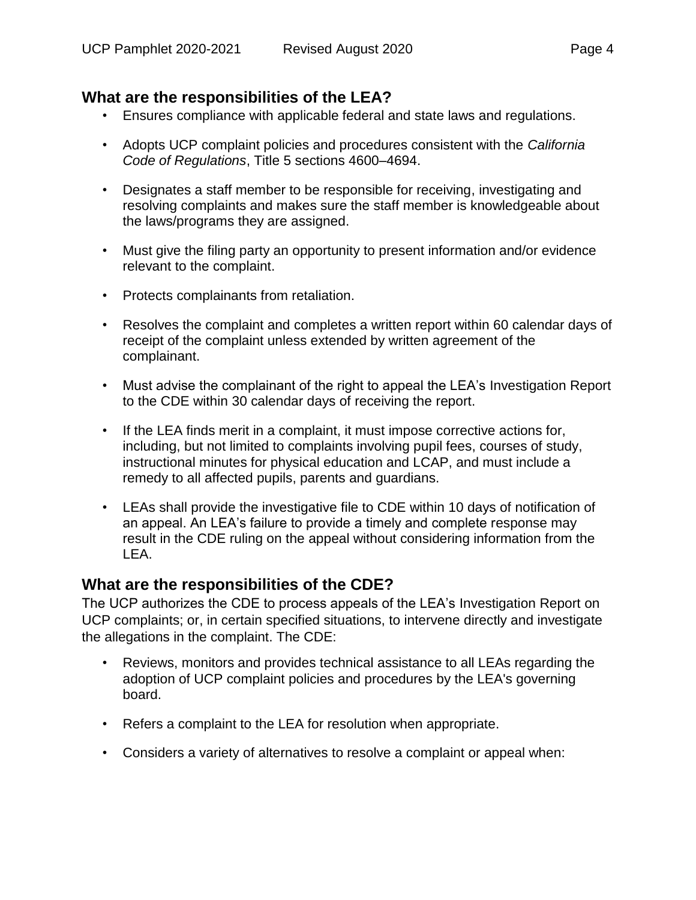## What are the responsibilities of the LEA?

- Ensures compliance with applicable federal and state laws and regulations.
- Adopts UCP complaint policies and procedures consistent with the *California Code of Regulations*, Title 5 sections 4600–4694.
- Designates a staff member to be responsible for receiving, investigating and resolving complaints and makes sure the staff member is knowledgeable about the laws/programs they are assigned.
- Must give the filing party an opportunity to present information and/or evidence relevant to the complaint.
- Protects complainants from retaliation.
- Resolves the complaint and completes a written report within 60 calendar days of receipt of the complaint unless extended by written agreement of the complainant.
- Must advise the complainant of the right to appeal the LEA's Investigation Report to the CDE within 30 calendar days of receiving the report.
- If the LEA finds merit in a complaint, it must impose corrective actions for, including, but not limited to complaints involving pupil fees, courses of study, instructional minutes for physical education and LCAP, and must include a remedy to all affected pupils, parents and guardians.
- LEAs shall provide the investigative file to CDE within 10 days of notification of an appeal. An LEA's failure to provide a timely and complete response may result in the CDE ruling on the appeal without considering information from the LEA.

## What are the responsibilities of the CDE?

The UCP authorizes the CDE to process appeals of the LEA's Investigation Report on UCP complaints; or, in certain specified situations, to intervene directly and investigate the allegations in the complaint. The CDE:

- Reviews, monitors and provides technical assistance to all LEAs regarding the adoption of UCP complaint policies and procedures by the LEA's governing board.
- Refers a complaint to the LEA for resolution when appropriate.
- Considers a variety of alternatives to resolve a complaint or appeal when: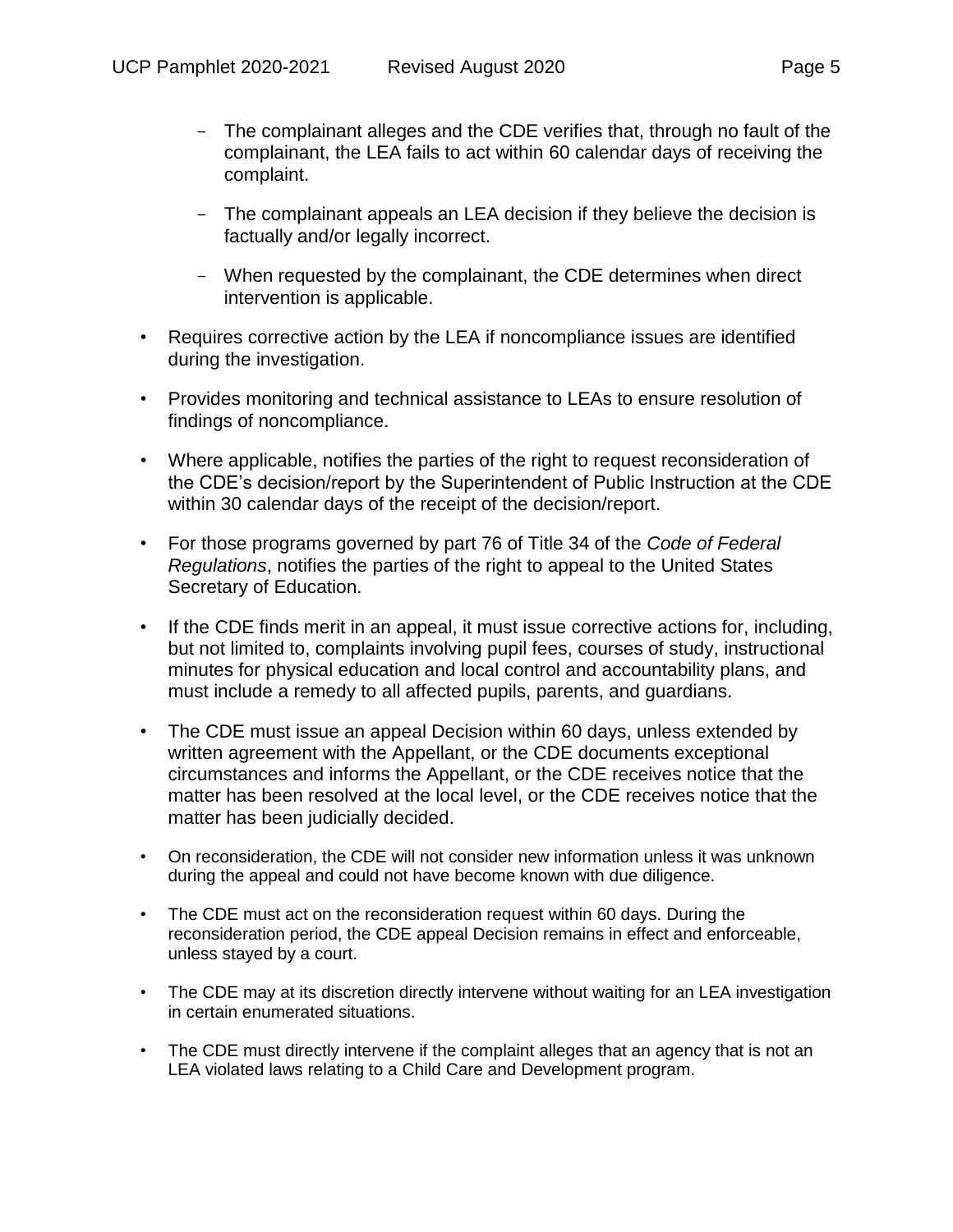- The complainant alleges and the CDE verifies that, through no fault of the complainant, the LEA fails to act within 60 calendar days of receiving the complaint.
  - The complainant appeals an LEA decision if they believe the decision is factually and/or legally incorrect.
  - When requested by the complainant, the CDE determines when direct intervention is applicable.
- Requires corrective action by the LEA if noncompliance issues are identified during the investigation.
- Provides monitoring and technical assistance to LEAs to ensure resolution of findings of noncompliance.
- Where applicable, notifies the parties of the right to request reconsideration of the CDE's decision/report by the Superintendent of Public Instruction at the CDE within 30 calendar days of the receipt of the decision/report.
- For those programs governed by part 76 of Title 34 of the *Code of Federal Regulations*, notifies the parties of the right to appeal to the United States Secretary of Education.
- If the CDE finds merit in an appeal, it must issue corrective actions for, including, but not limited to, complaints involving pupil fees, courses of study, instructional minutes for physical education and local control and accountability plans, and must include a remedy to all affected pupils, parents, and guardians.
- The CDE must issue an appeal Decision within 60 days, unless extended by written agreement with the Appellant, or the CDE documents exceptional circumstances and informs the Appellant, or the CDE receives notice that the matter has been resolved at the local level, or the CDE receives notice that the matter has been judicially decided.
- On reconsideration, the CDE will not consider new information unless it was unknown during the appeal and could not have become known with due diligence.
- The CDE must act on the reconsideration request within 60 days. During the reconsideration period, the CDE appeal Decision remains in effect and enforceable, unless stayed by a court.
- The CDE may at its discretion directly intervene without waiting for an LEA investigation in certain enumerated situations.
- The CDE must directly intervene if the complaint alleges that an agency that is not an LEA violated laws relating to a Child Care and Development program.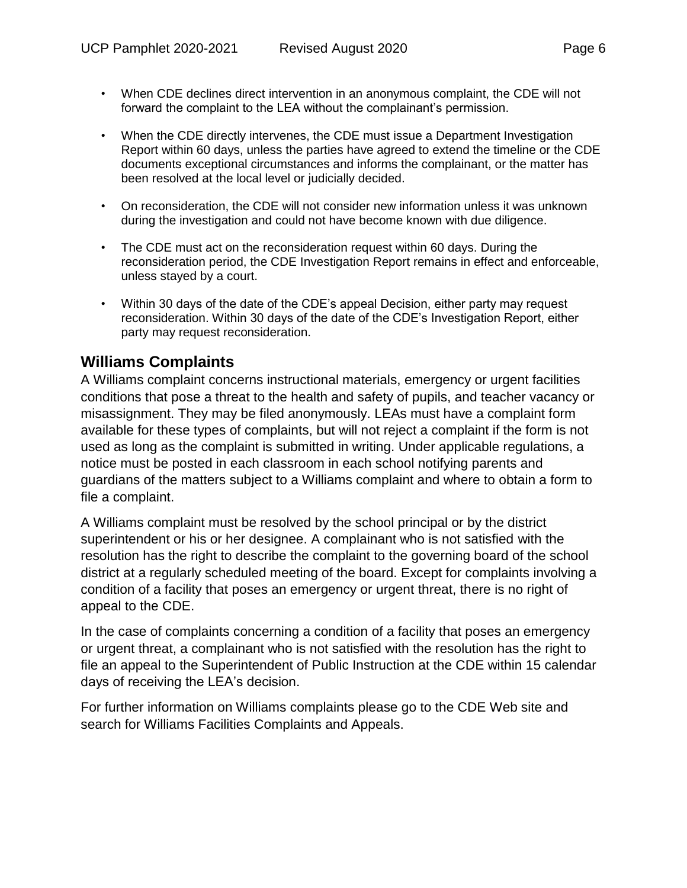- When CDE declines direct intervention in an anonymous complaint, the CDE will not forward the complaint to the LEA without the complainant's permission.
- When the CDE directly intervenes, the CDE must issue a Department Investigation Report within 60 days, unless the parties have agreed to extend the timeline or the CDE documents exceptional circumstances and informs the complainant, or the matter has been resolved at the local level or judicially decided.
- On reconsideration, the CDE will not consider new information unless it was unknown during the investigation and could not have become known with due diligence.
- The CDE must act on the reconsideration request within 60 days. During the reconsideration period, the CDE Investigation Report remains in effect and enforceable, unless stayed by a court.
- Within 30 days of the date of the CDE's appeal Decision, either party may request reconsideration. Within 30 days of the date of the CDE's Investigation Report, either party may request reconsideration.

## Williams Complaints

A Williams complaint concerns instructional materials, emergency or urgent facilities conditions that pose a threat to the health and safety of pupils, and teacher vacancy or misassignment. They may be filed anonymously. LEAs must have a complaint form available for these types of complaints, but will not reject a complaint if the form is not used as long as the complaint is submitted in writing. Under applicable regulations, a notice must be posted in each classroom in each school notifying parents and guardians of the matters subject to a Williams complaint and where to obtain a form to file a complaint.

A Williams complaint must be resolved by the school principal or by the district superintendent or his or her designee. A complainant who is not satisfied with the resolution has the right to describe the complaint to the governing board of the school district at a regularly scheduled meeting of the board. Except for complaints involving a condition of a facility that poses an emergency or urgent threat, there is no right of appeal to the CDE.

In the case of complaints concerning a condition of a facility that poses an emergency or urgent threat, a complainant who is not satisfied with the resolution has the right to file an appeal to the Superintendent of Public Instruction at the CDE within 15 calendar days of receiving the LEA's decision.

For further information on Williams complaints please go to the CDE Web site and search for Williams Facilities Complaints and Appeals.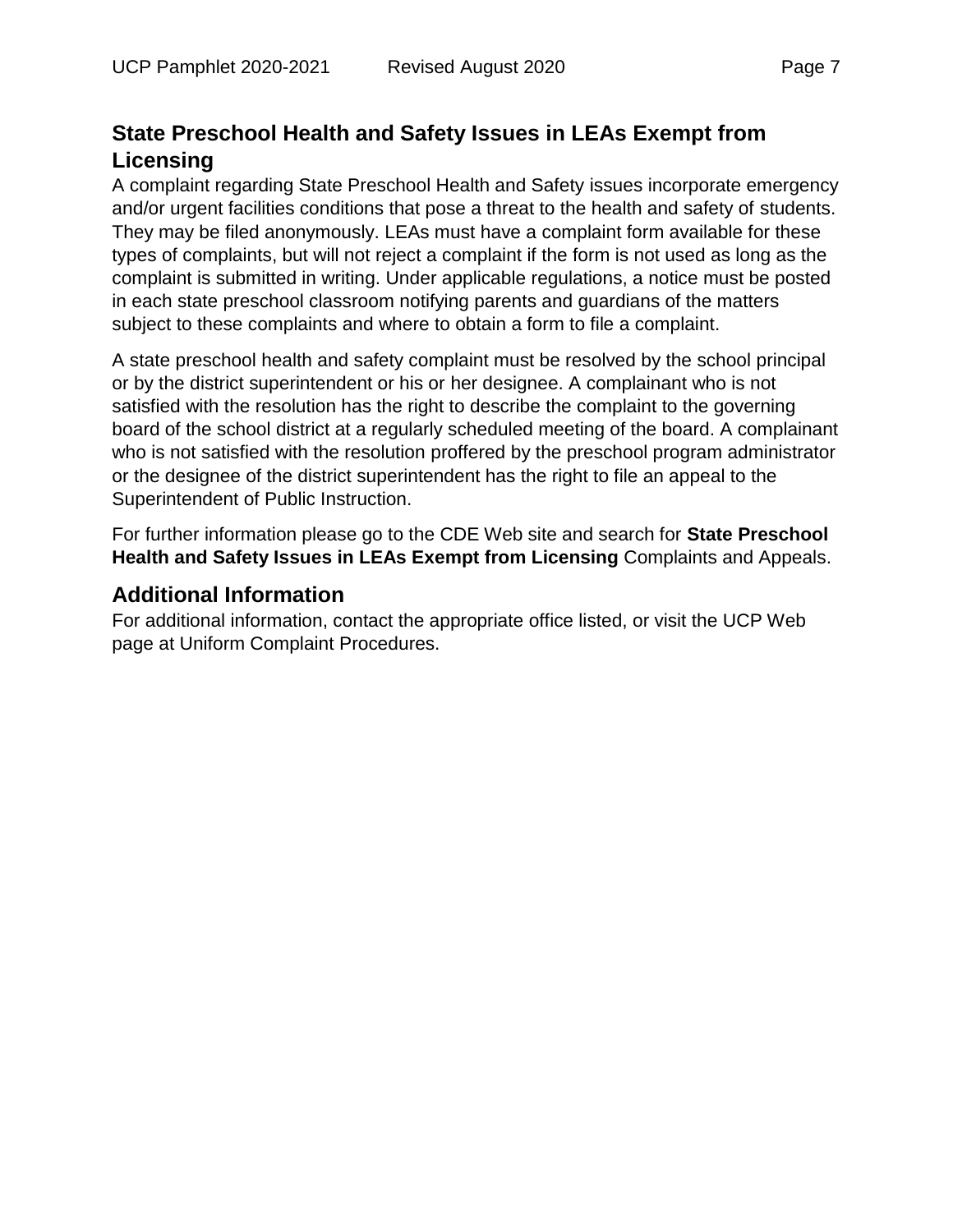## State Preschool Health and Safety Issues in LEAs Exempt from Licensing

A complaint regarding State Preschool Health and Safety issues incorporate emergency and/or urgent facilities conditions that pose a threat to the health and safety of students. They may be filed anonymously. LEAs must have a complaint form available for these types of complaints, but will not reject a complaint if the form is not used as long as the complaint is submitted in writing. Under applicable regulations, a notice must be posted in each state preschool classroom notifying parents and guardians of the matters subject to these complaints and where to obtain a form to file a complaint.

A state preschool health and safety complaint must be resolved by the school principal or by the district superintendent or his or her designee. A complainant who is not satisfied with the resolution has the right to describe the complaint to the governing board of the school district at a regularly scheduled meeting of the board. A complainant who is not satisfied with the resolution proffered by the preschool program administrator or the designee of the district superintendent has the right to file an appeal to the Superintendent of Public Instruction.

For further information please go to the CDE Web site and search for **State Preschool Health and Safety Issues in LEAs Exempt from Licensing** Complaints and Appeals.

## Additional Information

For additional information, contact the appropriate office listed, or visit the UCP Web page at Uniform Complaint Procedures.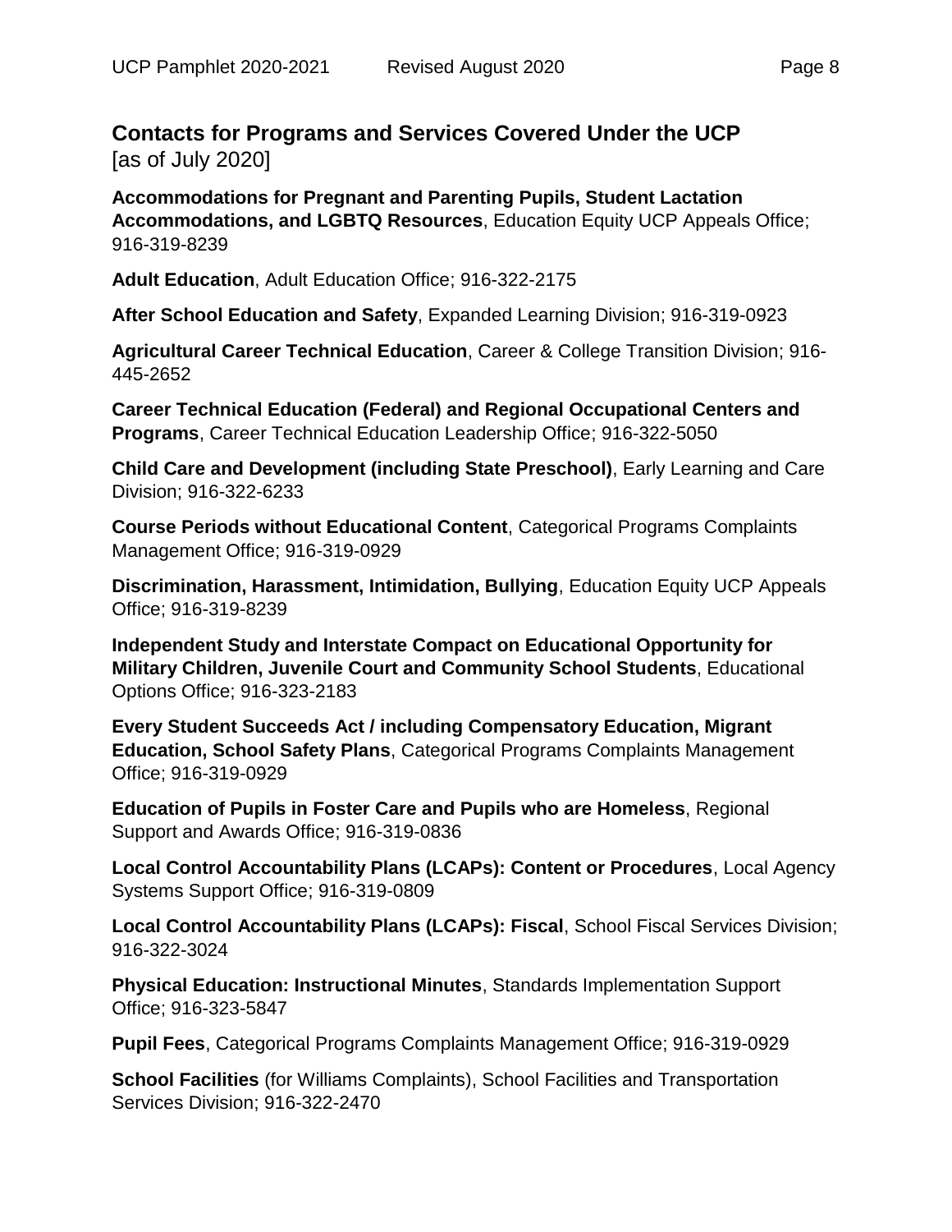## Contacts for Programs and Services Covered Under the UCP

[as of July 2020]

**Accommodations for Pregnant and Parenting Pupils, Student Lactation Accommodations, and LGBTQ Resources**, Education Equity UCP Appeals Office; 916-319-8239

**Adult Education**, Adult Education Office; 916-322-2175

**After School Education and Safety**, Expanded Learning Division; 916-319-0923

**Agricultural Career Technical Education**, Career & College Transition Division; 916-445-2652

**Career Technical Education (Federal) and Regional Occupational Centers and Programs**, Career Technical Education Leadership Office; 916-322-5050

**Child Care and Development (including State Preschool)**, Early Learning and Care Division; 916-322-6233

**Course Periods without Educational Content**, Categorical Programs Complaints Management Office; 916-319-0929

**Discrimination, Harassment, Intimidation, Bullying**, Education Equity UCP Appeals Office; 916-319-8239

**Independent Study and Interstate Compact on Educational Opportunity for Military Children, Juvenile Court and Community School Students**, Educational Options Office; 916-323-2183

**Every Student Succeeds Act / including Compensatory Education, Migrant Education, School Safety Plans**, Categorical Programs Complaints Management Office; 916-319-0929

**Education of Pupils in Foster Care and Pupils who are Homeless**, Regional Support and Awards Office; 916-319-0836

**Local Control Accountability Plans (LCAPs): Content or Procedures**, Local Agency Systems Support Office; 916-319-0809

**Local Control Accountability Plans (LCAPs): Fiscal**, School Fiscal Services Division; 916-322-3024

**Physical Education: Instructional Minutes**, Standards Implementation Support Office; 916-323-5847

**Pupil Fees**, Categorical Programs Complaints Management Office; 916-319-0929

**School Facilities** (for Williams Complaints), School Facilities and Transportation Services Division; 916-322-2470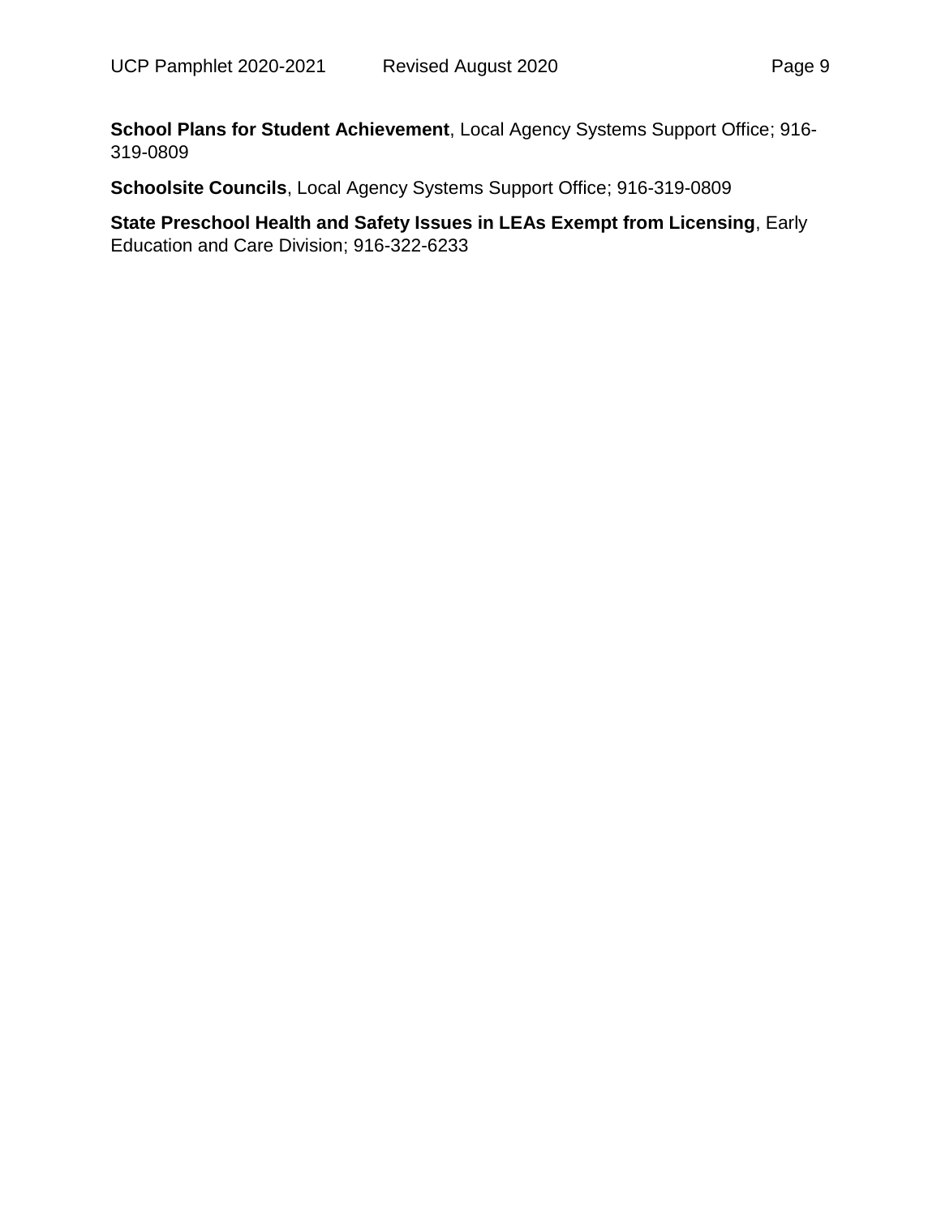**School Plans for Student Achievement**, Local Agency Systems Support Office; 916-319-0809

**Schoolsite Councils**, Local Agency Systems Support Office; 916-319-0809

**State Preschool Health and Safety Issues in LEAs Exempt from Licensing**, Early Education and Care Division; 916-322-6233